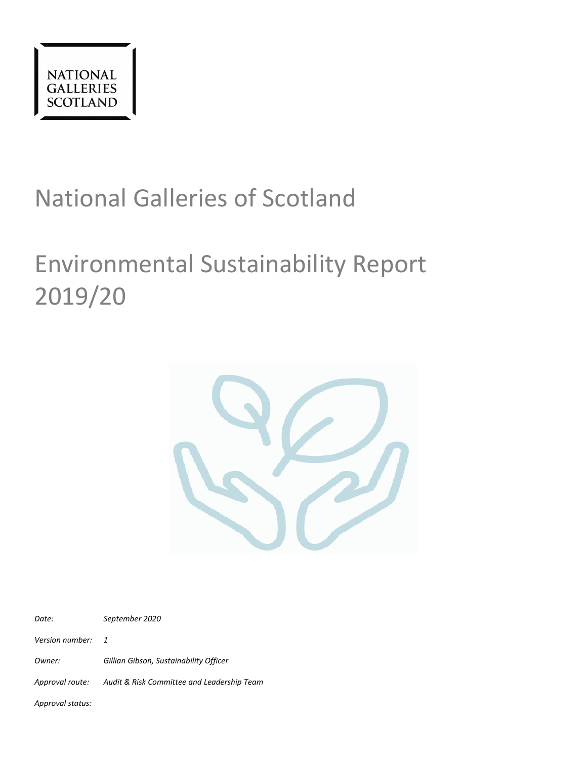NATIONAL GALLERIES SCOTLAND

# National Galleries of Scotland

# Environmental Sustainability Report 2019/20

*Date:* *September 2020*

*Version number:* *1*

*Owner:* *Gillian Gibson, Sustainability Officer*

*Approval route:* *Audit & Risk Committee and Leadership Team*

*Approval status:*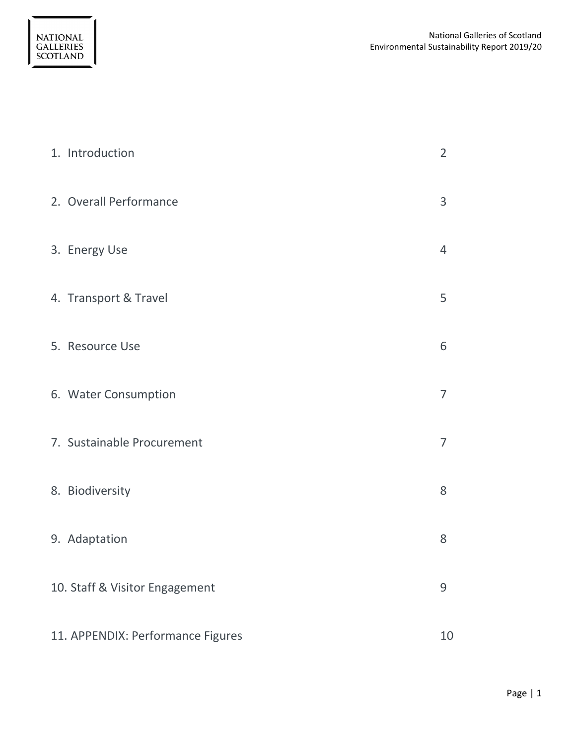| | |
|---|---|
| 1. Introduction | 2 |
| 2. Overall Performance | 3 |
| 3. Energy Use | 4 |
| 4. Transport & Travel | 5 |
| 5. Resource Use | 6 |
| 6. Water Consumption | 7 |
| 7. Sustainable Procurement | 7 |
| 8. Biodiversity | 8 |
| 9. Adaptation | 8 |
| 10. Staff & Visitor Engagement | 9 |
| 11. APPENDIX: Performance Figures | 10 |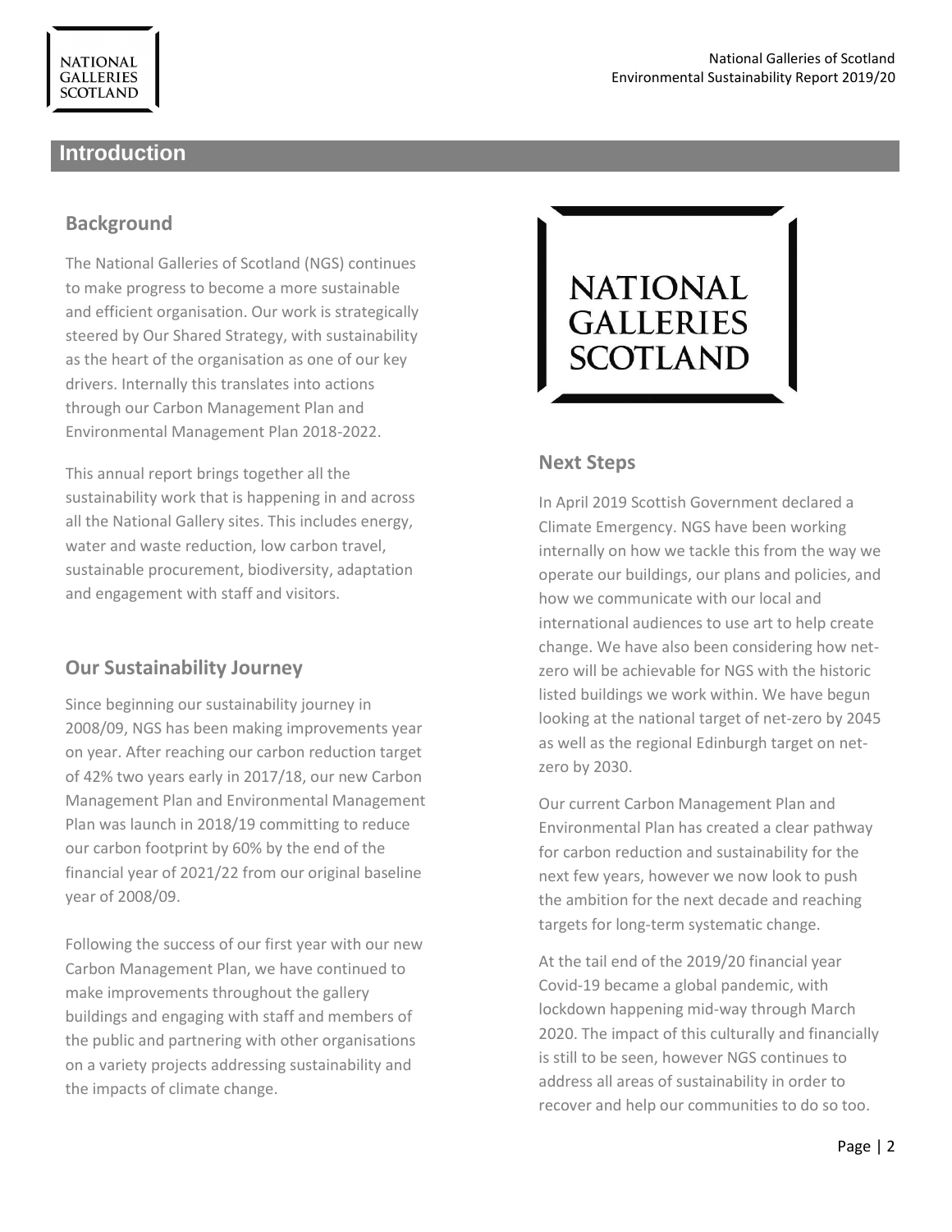# Introduction

## Background

The National Galleries of Scotland (NGS) continues to make progress to become a more sustainable and efficient organisation. Our work is strategically steered by Our Shared Strategy, with sustainability as the heart of the organisation as one of our key drivers. Internally this translates into actions through our Carbon Management Plan and Environmental Management Plan 2018-2022.

This annual report brings together all the sustainability work that is happening in and across all the National Gallery sites. This includes energy, water and waste reduction, low carbon travel, sustainable procurement, biodiversity, adaptation and engagement with staff and visitors.

## Our Sustainability Journey

Since beginning our sustainability journey in 2008/09, NGS has been making improvements year on year. After reaching our carbon reduction target of 42% two years early in 2017/18, our new Carbon Management Plan and Environmental Management Plan was launch in 2018/19 committing to reduce our carbon footprint by 60% by the end of the financial year of 2021/22 from our original baseline year of 2008/09.

Following the success of our first year with our new Carbon Management Plan, we have continued to make improvements throughout the gallery buildings and engaging with staff and members of the public and partnering with other organisations on a variety projects addressing sustainability and the impacts of climate change.

## Next Steps

In April 2019 Scottish Government declared a Climate Emergency. NGS have been working internally on how we tackle this from the way we operate our buildings, our plans and policies, and how we communicate with our local and international audiences to use art to help create change. We have also been considering how net-zero will be achievable for NGS with the historic listed buildings we work within. We have begun looking at the national target of net-zero by 2045 as well as the regional Edinburgh target on net-zero by 2030.

Our current Carbon Management Plan and Environmental Plan has created a clear pathway for carbon reduction and sustainability for the next few years, however we now look to push the ambition for the next decade and reaching targets for long-term systematic change.

At the tail end of the 2019/20 financial year Covid-19 became a global pandemic, with lockdown happening mid-way through March 2020. The impact of this culturally and financially is still to be seen, however NGS continues to address all areas of sustainability in order to recover and help our communities to do so too.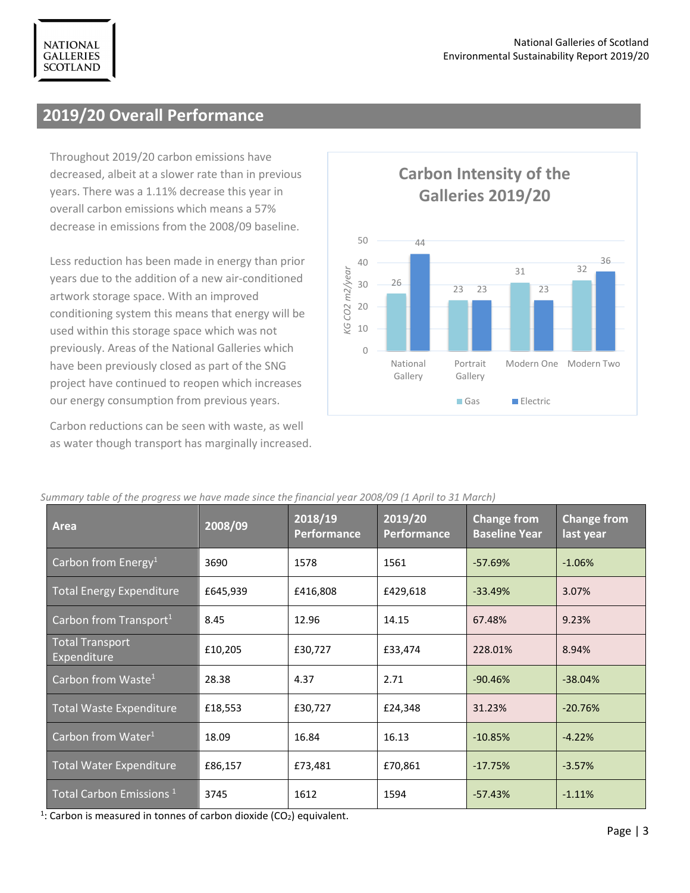## 2019/20 Overall Performance

Throughout 2019/20 carbon emissions have decreased, albeit at a slower rate than in previous years. There was a 1.11% decrease this year in overall carbon emissions which means a 57% decrease in emissions from the 2008/09 baseline.

Less reduction has been made in energy than prior years due to the addition of a new air-conditioned artwork storage space. With an improved conditioning system this means that energy will be used within this storage space which was not previously. Areas of the National Galleries which have been previously closed as part of the SNG project have continued to reopen which increases our energy consumption from previous years.

Carbon reductions can be seen with waste, as well as water though transport has marginally increased.

**Carbon Intensity of the Galleries 2019/20**

| KG CO2 m2/year | Gas | Electric |
|---|---|---|
| National Gallery | 26 | 44 |
| Portrait Gallery | 23 | 23 |
| Modern One | 31 | 23 |
| Modern Two | 32 | 36 |

*Summary table of the progress we have made since the financial year 2008/09 (1 April to 31 March)*

| Area | 2008/09 | 2018/19 Performance | 2019/20 Performance | Change from Baseline Year | Change from last year |
|---|---|---|---|---|---|
| Carbon from Energy[1] | 3690 | 1578 | 1561 | -57.69% | -1.06% |
| Total Energy Expenditure | £645,939 | £416,808 | £429,618 | -33.49% | 3.07% |
| Carbon from Transport[1] | 8.45 | 12.96 | 14.15 | 67.48% | 9.23% |
| Total Transport Expenditure | £10,205 | £30,727 | £33,474 | 228.01% | 8.94% |
| Carbon from Waste[1] | 28.38 | 4.37 | 2.71 | -90.46% | -38.04% |
| Total Waste Expenditure | £18,553 | £30,727 | £24,348 | 31.23% | -20.76% |
| Carbon from Water[1] | 18.09 | 16.84 | 16.13 | -10.85% | -4.22% |
| Total Water Expenditure | £86,157 | £73,481 | £70,861 | -17.75% | -3.57% |
| Total Carbon Emissions [1] | 3745 | 1612 | 1594 | -57.43% | -1.11% |

[1]: Carbon is measured in tonnes of carbon dioxide ($CO_2$) equivalent.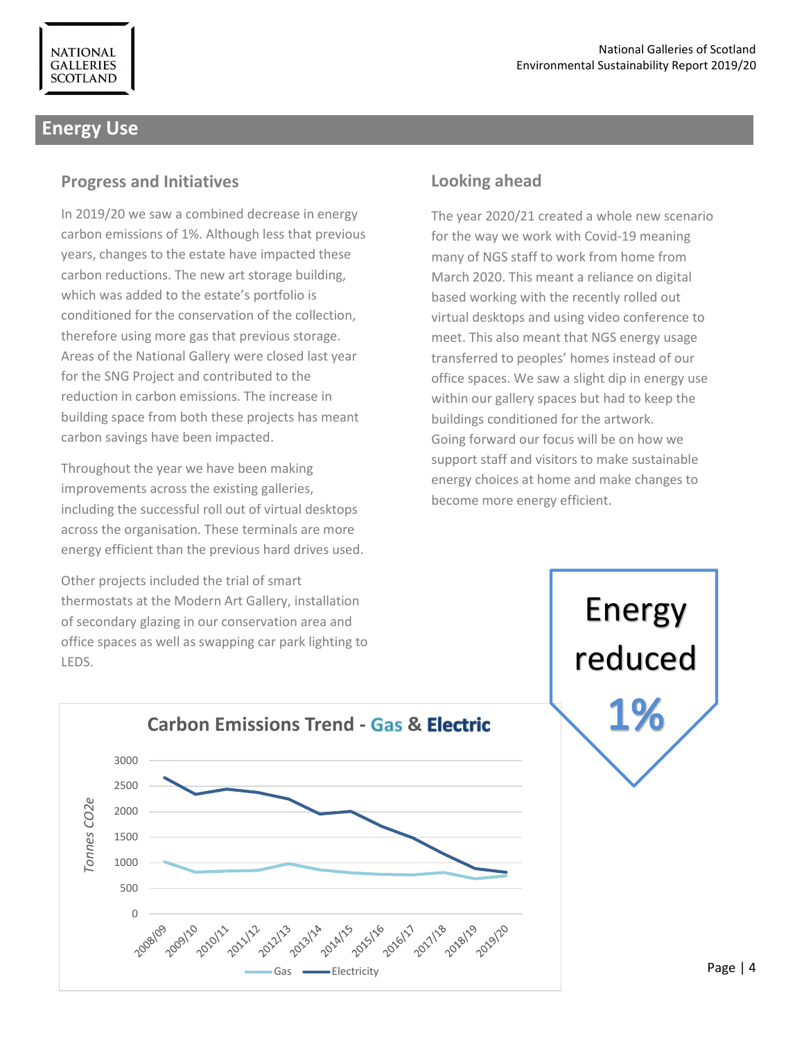## Energy Use

### Progress and Initiatives

In 2019/20 we saw a combined decrease in energy carbon emissions of 1%. Although less that previous years, changes to the estate have impacted these carbon reductions. The new art storage building, which was added to the estate's portfolio is conditioned for the conservation of the collection, therefore using more gas that previous storage. Areas of the National Gallery were closed last year for the SNG Project and contributed to the reduction in carbon emissions. The increase in building space from both these projects has meant carbon savings have been impacted.

Throughout the year we have been making improvements across the existing galleries, including the successful roll out of virtual desktops across the organisation. These terminals are more energy efficient than the previous hard drives used.

Other projects included the trial of smart thermostats at the Modern Art Gallery, installation of secondary glazing in our conservation area and office spaces as well as swapping car park lighting to LEDS.

### Looking ahead

The year 2020/21 created a whole new scenario for the way we work with Covid-19 meaning many of NGS staff to work from home from March 2020. This meant a reliance on digital based working with the recently rolled out virtual desktops and using video conference to meet. This also meant that NGS energy usage transferred to peoples' homes instead of our office spaces. We saw a slight dip in energy use within our gallery spaces but had to keep the buildings conditioned for the artwork.
Going forward our focus will be on how we support staff and visitors to make sustainable energy choices at home and make changes to become more energy efficient.

**Energy reduced 1%**

**Carbon Emissions Trend - Gas & Electric**

Tonnes CO2e (0–3000); years 2008/09 to 2019/20; series: Gas, Electricity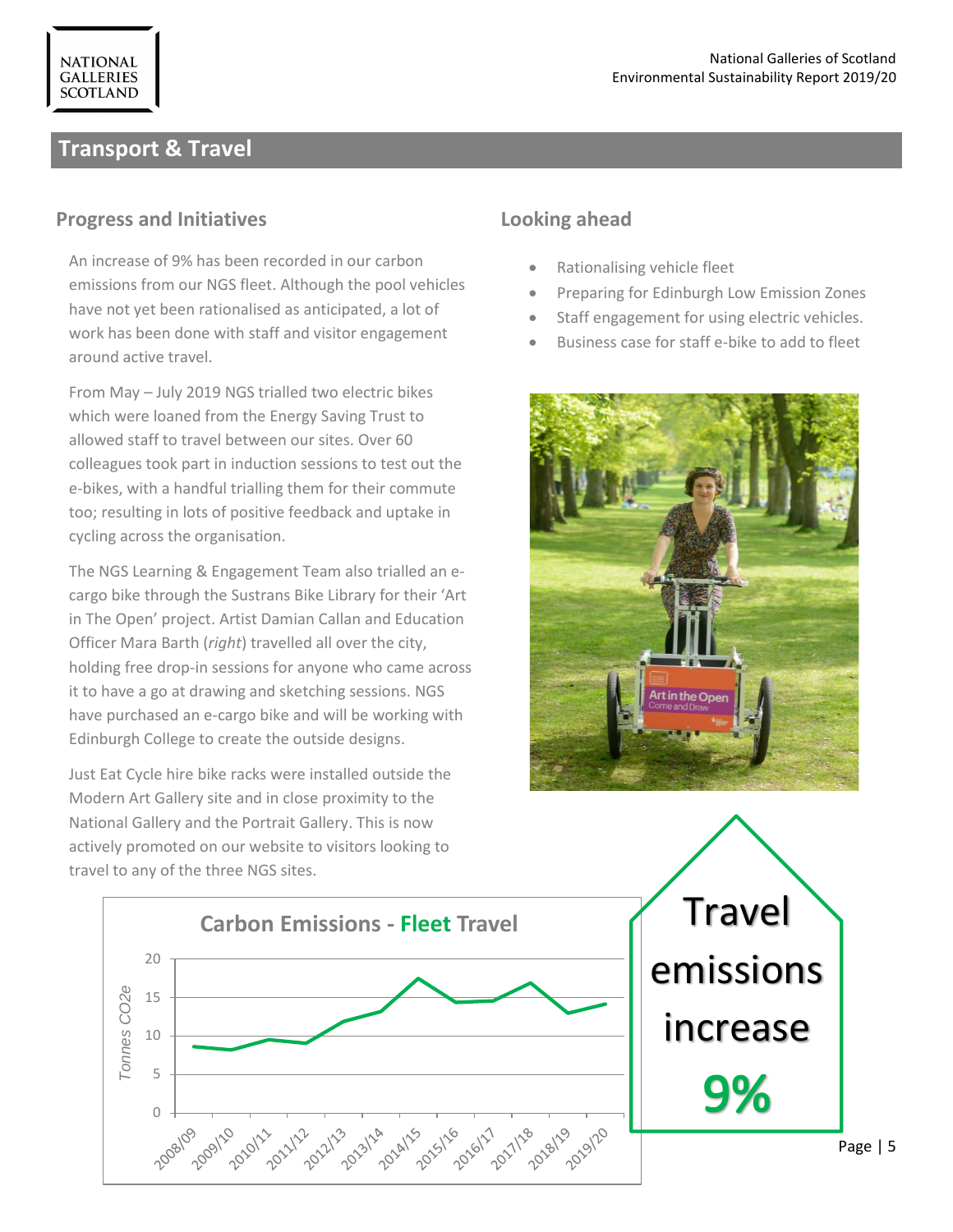## Transport & Travel

### Progress and Initiatives

An increase of 9% has been recorded in our carbon emissions from our NGS fleet. Although the pool vehicles have not yet been rationalised as anticipated, a lot of work has been done with staff and visitor engagement around active travel.

From May – July 2019 NGS trialled two electric bikes which were loaned from the Energy Saving Trust to allowed staff to travel between our sites. Over 60 colleagues took part in induction sessions to test out the e-bikes, with a handful trialling them for their commute too; resulting in lots of positive feedback and uptake in cycling across the organisation.

The NGS Learning & Engagement Team also trialled an e-cargo bike through the Sustrans Bike Library for their 'Art in The Open' project. Artist Damian Callan and Education Officer Mara Barth (*right*) travelled all over the city, holding free drop-in sessions for anyone who came across it to have a go at drawing and sketching sessions. NGS have purchased an e-cargo bike and will be working with Edinburgh College to create the outside designs.

Just Eat Cycle hire bike racks were installed outside the Modern Art Gallery site and in close proximity to the National Gallery and the Portrait Gallery. This is now actively promoted on our website to visitors looking to travel to any of the three NGS sites.

### Looking ahead

- Rationalising vehicle fleet
- Preparing for Edinburgh Low Emission Zones
- Staff engagement for using electric vehicles.
- Business case for staff e-bike to add to fleet

**Carbon Emissions - Fleet Travel**

Travel emissions increase **9%**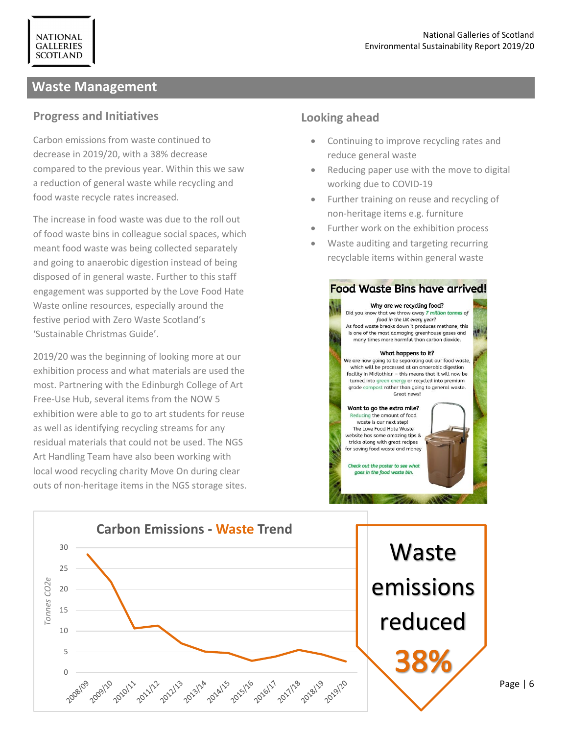## Waste Management

### Progress and Initiatives

Carbon emissions from waste continued to decrease in 2019/20, with a 38% decrease compared to the previous year. Within this we saw a reduction of general waste while recycling and food waste recycle rates increased.

The increase in food waste was due to the roll out of food waste bins in colleague social spaces, which meant food waste was being collected separately and going to anaerobic digestion instead of being disposed of in general waste. Further to this staff engagement was supported by the Love Food Hate Waste online resources, especially around the festive period with Zero Waste Scotland's 'Sustainable Christmas Guide'.

2019/20 was the beginning of looking more at our exhibition process and what materials are used the most. Partnering with the Edinburgh College of Art Free-Use Hub, several items from the NOW 5 exhibition were able to go to art students for reuse as well as identifying recycling streams for any residual materials that could not be used. The NGS Art Handling Team have also been working with local wood recycling charity Move On during clear outs of non-heritage items in the NGS storage sites.

### Looking ahead

- Continuing to improve recycling rates and reduce general waste
- Reducing paper use with the move to digital working due to COVID-19
- Further training on reuse and recycling of non-heritage items e.g. furniture
- Further work on the exhibition process
- Waste auditing and targeting recurring recyclable items within general waste

**Food Waste Bins have arrived!**

**Why are we recycling food?**
Did you know that we throw away *7 million tonnes of food in the UK every year?*
As food waste breaks down it produces methane, this is one of the most damaging greenhouse gases and many times more harmful than carbon dioxide.

**What happens to it?**
We are now going to be separating out our food waste, which will be processed at an anaerobic digestion facility in Midlothian – this means that it will now be turned into green energy or recycled into premium grade compost rather than going to general waste. Great news!

**Want to go the extra mile?**
Reducing the amount of food waste is our next step! The Love Food Hate Waste website has some amazing tips & tricks along with great recipes for saving food waste and money

*Check out the poster to see what goes in the food waste bin.*

**Carbon Emissions - Waste Trend**

| Year | Tonnes CO2e (approx.) |
|---|---|
| 2008/09 | 28.5 |
| 2009/10 | 22 |
| 2010/11 | 10.7 |
| 2011/12 | 11.3 |
| 2012/13 | 7 |
| 2013/14 | 5 |
| 2014/15 | 4.7 |
| 2015/16 | 2.9 |
| 2016/17 | 3.8 |
| 2017/18 | 5.4 |
| 2018/19 | 4.4 |
| 2019/20 | 2.7 |

Waste emissions reduced **38%**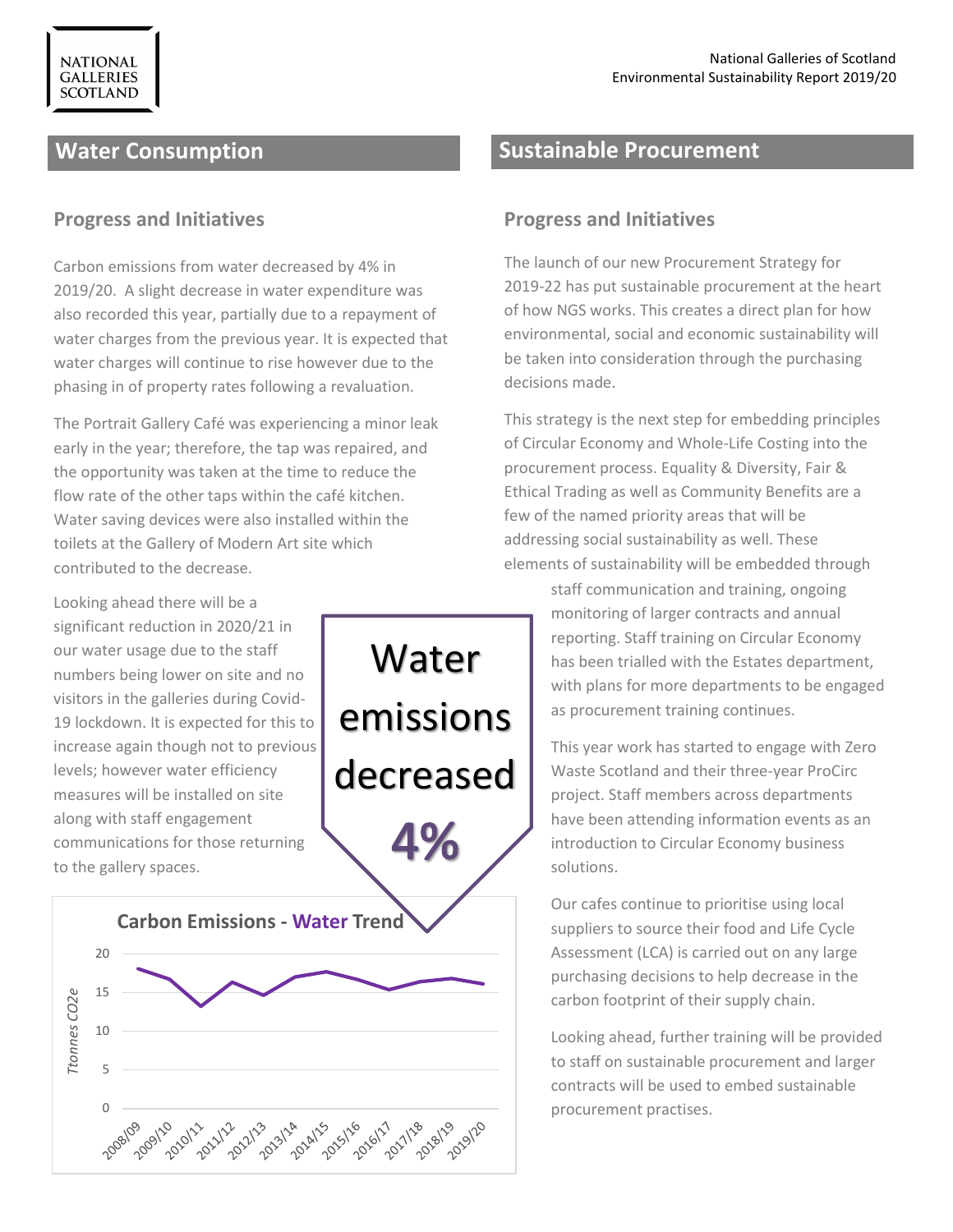## Water Consumption

### Progress and Initiatives

Carbon emissions from water decreased by 4% in 2019/20. A slight decrease in water expenditure was also recorded this year, partially due to a repayment of water charges from the previous year. It is expected that water charges will continue to rise however due to the phasing in of property rates following a revaluation.

The Portrait Gallery Café was experiencing a minor leak early in the year; therefore, the tap was repaired, and the opportunity was taken at the time to reduce the flow rate of the other taps within the café kitchen. Water saving devices were also installed within the toilets at the Gallery of Modern Art site which contributed to the decrease.

Looking ahead there will be a significant reduction in 2020/21 in our water usage due to the staff numbers being lower on site and no visitors in the galleries during Covid-19 lockdown. It is expected for this to increase again though not to previous levels; however water efficiency measures will be installed on site along with staff engagement communications for those returning to the gallery spaces.

**Water emissions decreased 4%**

**Carbon Emissions - Water Trend**

## Sustainable Procurement

### Progress and Initiatives

The launch of our new Procurement Strategy for 2019-22 has put sustainable procurement at the heart of how NGS works. This creates a direct plan for how environmental, social and economic sustainability will be taken into consideration through the purchasing decisions made.

This strategy is the next step for embedding principles of Circular Economy and Whole-Life Costing into the procurement process. Equality & Diversity, Fair & Ethical Trading as well as Community Benefits are a few of the named priority areas that will be addressing social sustainability as well. These elements of sustainability will be embedded through staff communication and training, ongoing monitoring of larger contracts and annual reporting. Staff training on Circular Economy has been trialled with the Estates department, with plans for more departments to be engaged as procurement training continues.

This year work has started to engage with Zero Waste Scotland and their three-year ProCirc project. Staff members across departments have been attending information events as an introduction to Circular Economy business solutions.

Our cafes continue to prioritise using local suppliers to source their food and Life Cycle Assessment (LCA) is carried out on any large purchasing decisions to help decrease in the carbon footprint of their supply chain.

Looking ahead, further training will be provided to staff on sustainable procurement and larger contracts will be used to embed sustainable procurement practises.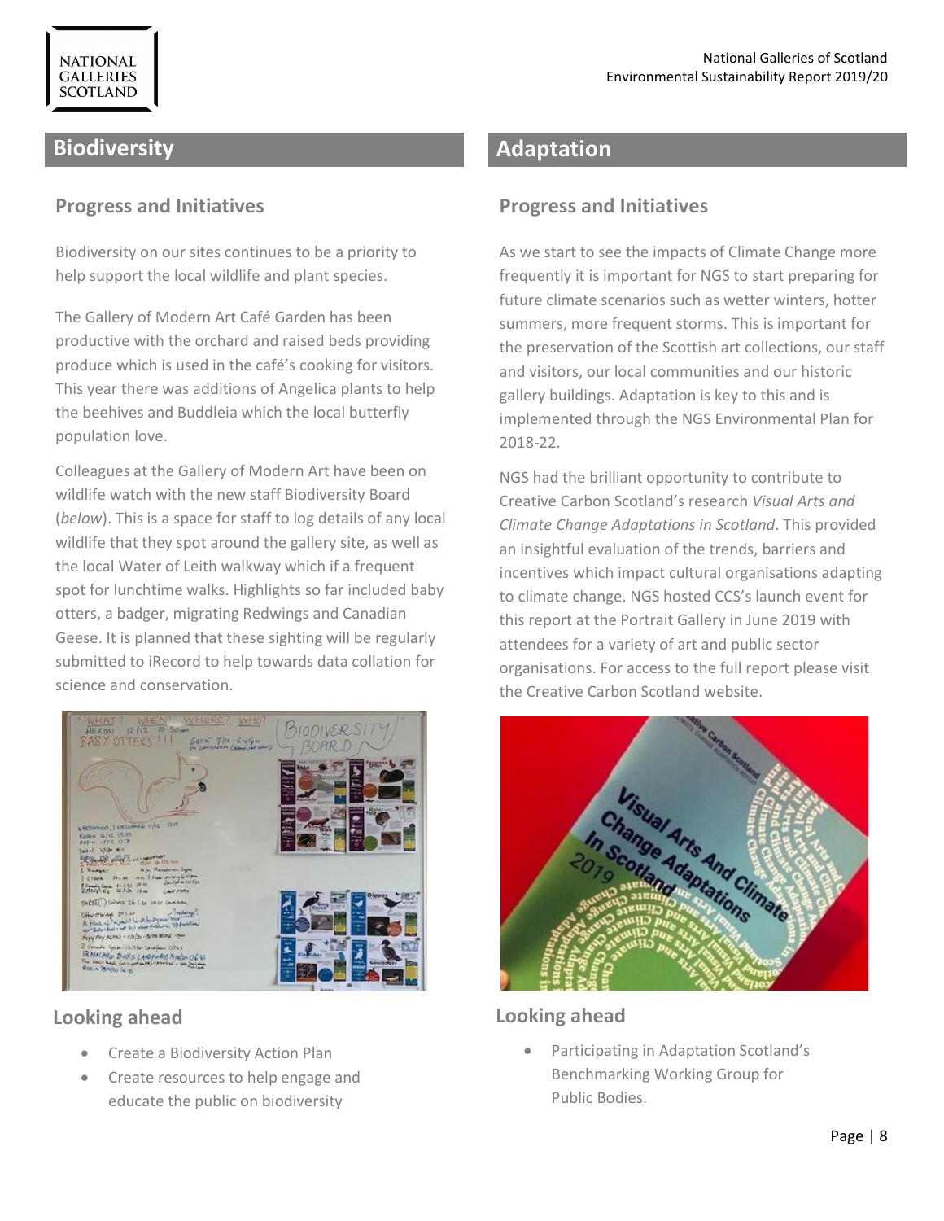## Biodiversity

### Progress and Initiatives

Biodiversity on our sites continues to be a priority to help support the local wildlife and plant species.

The Gallery of Modern Art Café Garden has been productive with the orchard and raised beds providing produce which is used in the café's cooking for visitors. This year there was additions of Angelica plants to help the beehives and Buddleia which the local butterfly population love.

Colleagues at the Gallery of Modern Art have been on wildlife watch with the new staff Biodiversity Board (*below*). This is a space for staff to log details of any local wildlife that they spot around the gallery site, as well as the local Water of Leith walkway which if a frequent spot for lunchtime walks. Highlights so far included baby otters, a badger, migrating Redwings and Canadian Geese. It is planned that these sighting will be regularly submitted to iRecord to help towards data collation for science and conservation.

### Looking ahead

- Create a Biodiversity Action Plan
- Create resources to help engage and educate the public on biodiversity

## Adaptation

### Progress and Initiatives

As we start to see the impacts of Climate Change more frequently it is important for NGS to start preparing for future climate scenarios such as wetter winters, hotter summers, more frequent storms. This is important for the preservation of the Scottish art collections, our staff and visitors, our local communities and our historic gallery buildings. Adaptation is key to this and is implemented through the NGS Environmental Plan for 2018-22.

NGS had the brilliant opportunity to contribute to Creative Carbon Scotland's research *Visual Arts and Climate Change Adaptations in Scotland*. This provided an insightful evaluation of the trends, barriers and incentives which impact cultural organisations adapting to climate change. NGS hosted CCS's launch event for this report at the Portrait Gallery in June 2019 with attendees for a variety of art and public sector organisations. For access to the full report please visit the Creative Carbon Scotland website.

### Looking ahead

- Participating in Adaptation Scotland's Benchmarking Working Group for Public Bodies.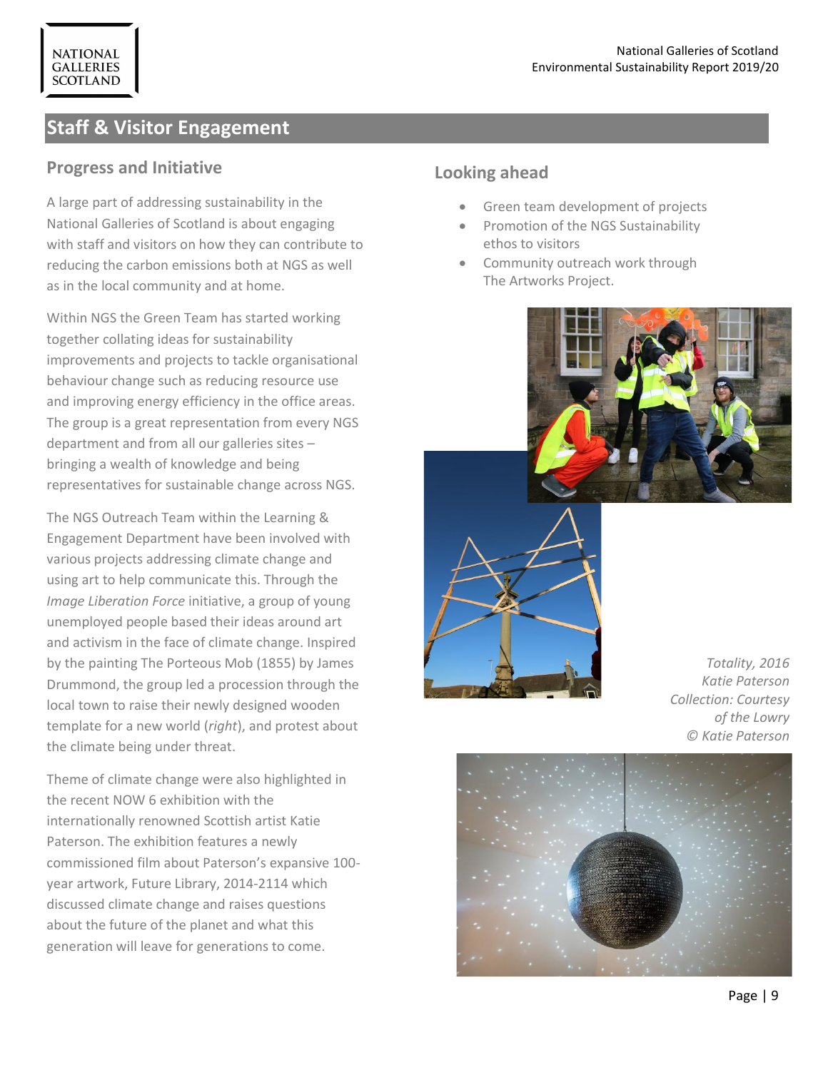## Staff & Visitor Engagement

### Progress and Initiative

A large part of addressing sustainability in the National Galleries of Scotland is about engaging with staff and visitors on how they can contribute to reducing the carbon emissions both at NGS as well as in the local community and at home.

Within NGS the Green Team has started working together collating ideas for sustainability improvements and projects to tackle organisational behaviour change such as reducing resource use and improving energy efficiency in the office areas. The group is a great representation from every NGS department and from all our galleries sites – bringing a wealth of knowledge and being representatives for sustainable change across NGS.

The NGS Outreach Team within the Learning & Engagement Department have been involved with various projects addressing climate change and using art to help communicate this. Through the *Image Liberation Force* initiative, a group of young unemployed people based their ideas around art and activism in the face of climate change. Inspired by the painting The Porteous Mob (1855) by James Drummond, the group led a procession through the local town to raise their newly designed wooden template for a new world (*right*), and protest about the climate being under threat.

Theme of climate change were also highlighted in the recent NOW 6 exhibition with the internationally renowned Scottish artist Katie Paterson. The exhibition features a newly commissioned film about Paterson's expansive 100-year artwork, Future Library, 2014-2114 which discussed climate change and raises questions about the future of the planet and what this generation will leave for generations to come.

### Looking ahead

- Green team development of projects
- Promotion of the NGS Sustainability ethos to visitors
- Community outreach work through The Artworks Project.

*Totality, 2016*
*Katie Paterson*
*Collection: Courtesy of the Lowry*
*© Katie Paterson*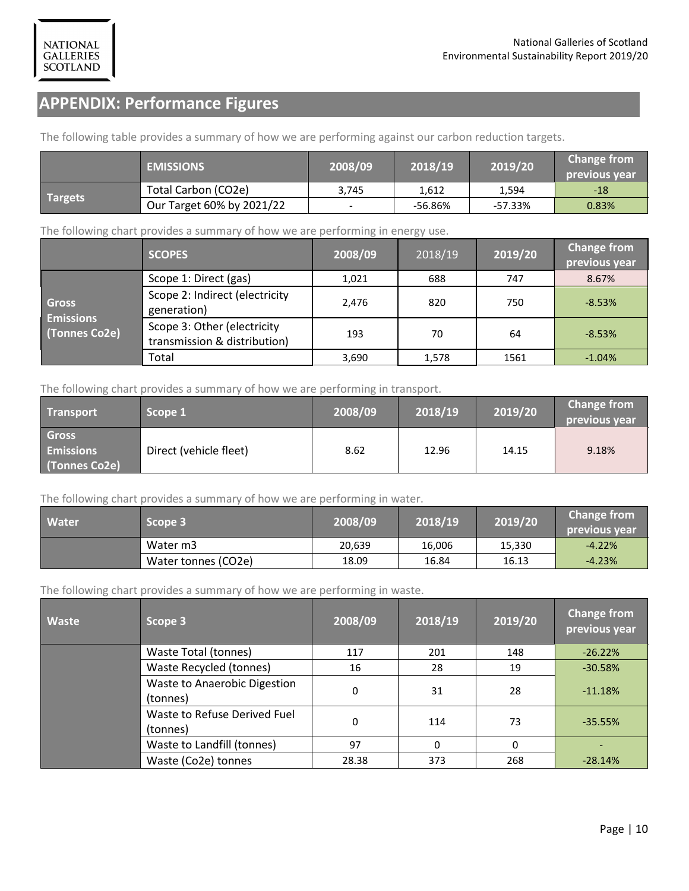## APPENDIX: Performance Figures

The following table provides a summary of how we are performing against our carbon reduction targets.

| | EMISSIONS | 2008/09 | 2018/19 | 2019/20 | Change from previous year |
|---|---|---|---|---|---|
| Targets | Total Carbon (CO2e) | 3,745 | 1,612 | 1,594 | -18 |
| | Our Target 60% by 2021/22 | - | -56.86% | -57.33% | 0.83% |

The following chart provides a summary of how we are performing in energy use.

| | SCOPES | 2008/09 | 2018/19 | 2019/20 | Change from previous year |
|---|---|---|---|---|---|
| Gross Emissions (Tonnes Co2e) | Scope 1: Direct (gas) | 1,021 | 688 | 747 | 8.67% |
| | Scope 2: Indirect (electricity generation) | 2,476 | 820 | 750 | -8.53% |
| | Scope 3: Other (electricity transmission & distribution) | 193 | 70 | 64 | -8.53% |
| | Total | 3,690 | 1,578 | 1561 | -1.04% |

The following chart provides a summary of how we are performing in transport.

| Transport | Scope 1 | 2008/09 | 2018/19 | 2019/20 | Change from previous year |
|---|---|---|---|---|---|
| Gross Emissions (Tonnes Co2e) | Direct (vehicle fleet) | 8.62 | 12.96 | 14.15 | 9.18% |

The following chart provides a summary of how we are performing in water.

| Water | Scope 3 | 2008/09 | 2018/19 | 2019/20 | Change from previous year |
|---|---|---|---|---|---|
| | Water m3 | 20,639 | 16,006 | 15,330 | -4.22% |
| | Water tonnes (CO2e) | 18.09 | 16.84 | 16.13 | -4.23% |

The following chart provides a summary of how we are performing in waste.

| Waste | Scope 3 | 2008/09 | 2018/19 | 2019/20 | Change from previous year |
|---|---|---|---|---|---|
| | Waste Total (tonnes) | 117 | 201 | 148 | -26.22% |
| | Waste Recycled (tonnes) | 16 | 28 | 19 | -30.58% |
| | Waste to Anaerobic Digestion (tonnes) | 0 | 31 | 28 | -11.18% |
| | Waste to Refuse Derived Fuel (tonnes) | 0 | 114 | 73 | -35.55% |
| | Waste to Landfill (tonnes) | 97 | 0 | 0 | - |
| | Waste (Co2e) tonnes | 28.38 | 373 | 268 | -28.14% |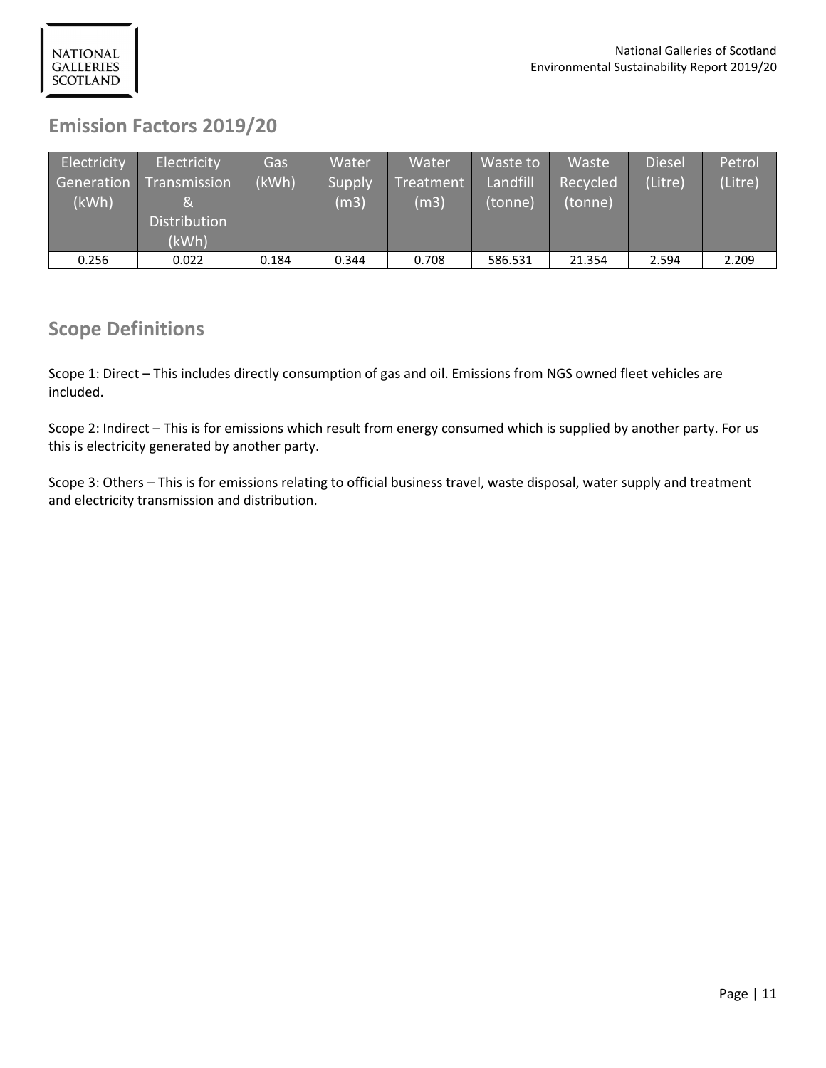## Emission Factors 2019/20

| Electricity Generation (kWh) | Electricity Transmission & Distribution (kWh) | Gas (kWh) | Water Supply (m3) | Water Treatment (m3) | Waste to Landfill (tonne) | Waste Recycled (tonne) | Diesel (Litre) | Petrol (Litre) |
|---|---|---|---|---|---|---|---|---|
| 0.256 | 0.022 | 0.184 | 0.344 | 0.708 | 586.531 | 21.354 | 2.594 | 2.209 |

## Scope Definitions

Scope 1: Direct – This includes directly consumption of gas and oil. Emissions from NGS owned fleet vehicles are included.

Scope 2: Indirect – This is for emissions which result from energy consumed which is supplied by another party. For us this is electricity generated by another party.

Scope 3: Others – This is for emissions relating to official business travel, waste disposal, water supply and treatment and electricity transmission and distribution.